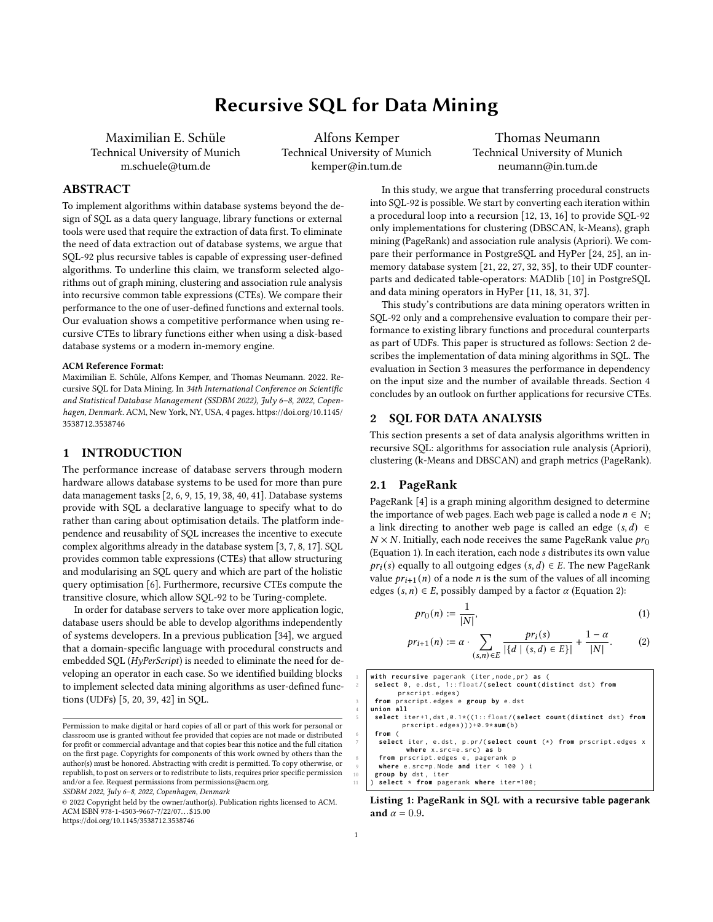# Recursive SQL for Data Mining

Maximilian E. Schüle
Technical University of Munich
m.schuele@tum.de

Alfons Kemper
Technical University of Munich
kemper@in.tum.de

Thomas Neumann
Technical University of Munich
neumann@in.tum.de

## ABSTRACT

To implement algorithms within database systems beyond the design of SQL as a data query language, library functions or external tools were used that require the extraction of data first. To eliminate the need of data extraction out of database systems, we argue that SQL-92 plus recursive tables is capable of expressing user-defined algorithms. To underline this claim, we transform selected algorithms out of graph mining, clustering and association rule analysis into recursive common table expressions (CTEs). We compare their performance to the one of user-defined functions and external tools. Our evaluation shows a competitive performance when using recursive CTEs to library functions either when using a disk-based database systems or a modern in-memory engine.

**ACM Reference Format:**
Maximilian E. Schüle, Alfons Kemper, and Thomas Neumann. 2022. Recursive SQL for Data Mining. In *34th International Conference on Scientific and Statistical Database Management (SSDBM 2022), July 6–8, 2022, Copenhagen, Denmark.* ACM, New York, NY, USA, 4 pages. https://doi.org/10.1145/3538712.3538746

## 1 INTRODUCTION

The performance increase of database servers through modern hardware allows database systems to be used for more than pure data management tasks [2, 6, 9, 15, 19, 38, 40, 41]. Database systems provide with SQL a declarative language to specify what to do rather than caring about optimisation details. The platform independence and reusability of SQL increases the incentive to execute complex algorithms already in the database system [3, 7, 8, 17]. SQL provides common table expressions (CTEs) that allow structuring and modularising an SQL query and which are part of the holistic query optimisation [6]. Furthermore, recursive CTEs compute the transitive closure, which allow SQL-92 to be Turing-complete.

In order for database servers to take over more application logic, database users should be able to develop algorithms independently of systems developers. In a previous publication [34], we argued that a domain-specific language with procedural constructs and embedded SQL (*HyPerScript*) is needed to eliminate the need for developing an operator in each case. So we identified building blocks to implement selected data mining algorithms as user-defined functions (UDFs) [5, 20, 39, 42] in SQL.

Permission to make digital or hard copies of all or part of this work for personal or classroom use is granted without fee provided that copies are not made or distributed for profit or commercial advantage and that copies bear this notice and the full citation on the first page. Copyrights for components of this work owned by others than the author(s) must be honored. Abstracting with credit is permitted. To copy otherwise, or republish, to post on servers or to redistribute to lists, requires prior specific permission and/or a fee. Request permissions from permissions@acm.org.
*SSDBM 2022, July 6–8, 2022, Copenhagen, Denmark*
© 2022 Copyright held by the owner/author(s). Publication rights licensed to ACM.
ACM ISBN 978-1-4503-9667-7/22/07…$15.00
https://doi.org/10.1145/3538712.3538746

In this study, we argue that transferring procedural constructs into SQL-92 is possible. We start by converting each iteration within a procedural loop into a recursion [12, 13, 16] to provide SQL-92 only implementations for clustering (DBSCAN, k-Means), graph mining (PageRank) and association rule analysis (Apriori). We compare their performance in PostgreSQL and HyPer [24, 25], an in-memory database system [21, 22, 27, 32, 35], to their UDF counterparts and dedicated table-operators: MADlib [10] in PostgreSQL and data mining operators in HyPer [11, 18, 31, 37].

This study's contributions are data mining operators written in SQL-92 only and a comprehensive evaluation to compare their performance to existing library functions and procedural counterparts as part of UDFs. This paper is structured as follows: Section 2 describes the implementation of data mining algorithms in SQL. The evaluation in Section 3 measures the performance in dependency on the input size and the number of available threads. Section 4 concludes by an outlook on further applications for recursive CTEs.

## 2 SQL FOR DATA ANALYSIS

This section presents a set of data analysis algorithms written in recursive SQL: algorithms for association rule analysis (Apriori), clustering (k-Means and DBSCAN) and graph metrics (PageRank).

### 2.1 PageRank

PageRank [4] is a graph mining algorithm designed to determine the importance of web pages. Each web page is called a node $n \in N$; a link directing to another web page is called an edge $(s, d) \in N \times N$. Initially, each node receives the same PageRank value $pr_0$ (Equation 1). In each iteration, each node $s$ distributes its own value $pr_i(s)$ equally to all outgoing edges $(s, d) \in E$. The new PageRank value $pr_{i+1}(n)$ of a node $n$ is the sum of the values of all incoming edges $(s, n) \in E$, possibly damped by a factor $\alpha$ (Equation 2):

$$pr_0(n) := \frac{1}{|N|}, \tag{1}$$

$$pr_{i+1}(n) := \alpha \cdot \sum_{(s,n) \in E} \frac{pr_i(s)}{|\{d \mid (s,d) \in E\}|} + \frac{1-\alpha}{|N|}. \tag{2}$$

```
with recursive pagerank (iter,node,pr) as (
 select 0, e.dst, 1::float/(select count(distinct dst) from
      prscript.edges)
 from prscript.edges e group by e.dst
 union all
 select iter+1,dst,0.1*((1::float/(select count(distinct dst) from
      prscript.edges)))+0.9*sum(b)
 from (
  select iter, e.dst, p.pr/(select count (*) from prscript.edges x
       where x.src=e.src) as b
  from prscript.edges e, pagerank p
  where e.src=p.Node and iter < 100 ) i
 group by dst, iter
) select * from pagerank where iter=100;
```

**Listing 1: PageRank in SQL with a recursive table pagerank and $\alpha = 0.9$.**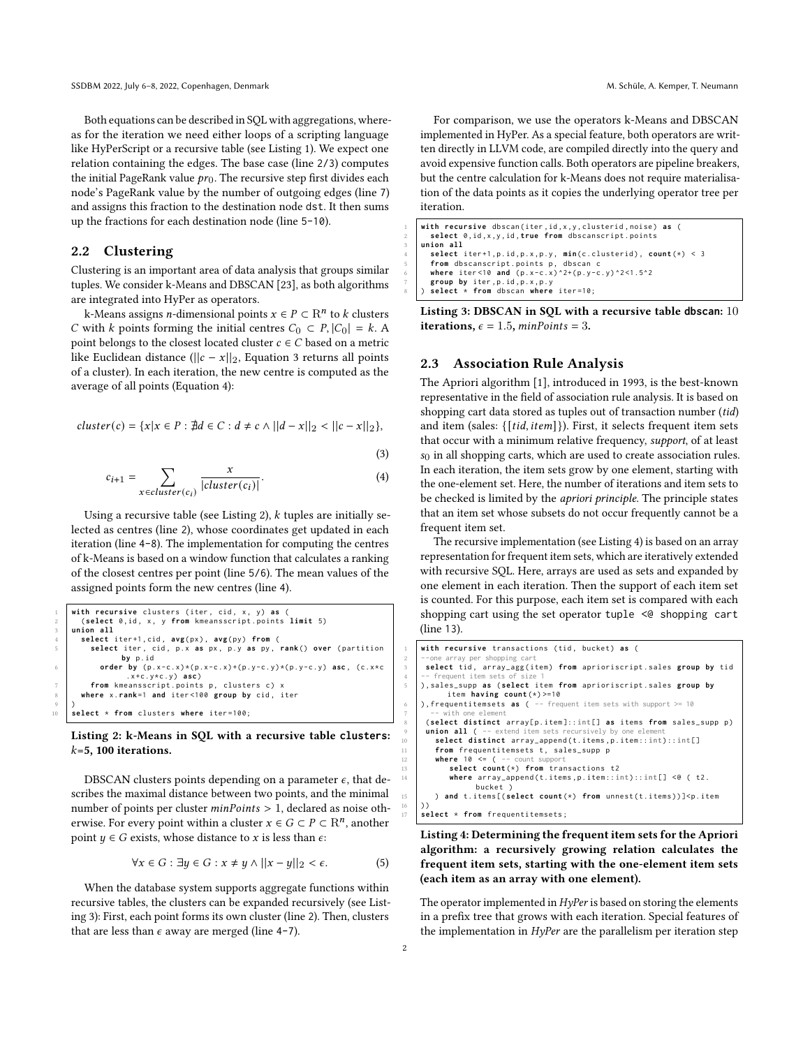Both equations can be described in SQL with aggregations, whereas for the iteration we need either loops of a scripting language like HyPerScript or a recursive table (see Listing 1). We expect one relation containing the edges. The base case (line 2/3) computes the initial PageRank value $pr_0$. The recursive step first divides each node's PageRank value by the number of outgoing edges (line 7) and assigns this fraction to the destination node dst. It then sums up the fractions for each destination node (line 5-10).

## 2.2 Clustering

Clustering is an important area of data analysis that groups similar tuples. We consider k-Means and DBSCAN [23], as both algorithms are integrated into HyPer as operators.

k-Means assigns $n$-dimensional points $x \in P \subset \mathbb{R}^n$ to $k$ clusters $C$ with $k$ points forming the initial centres $C_0 \subset P, |C_0| = k$. A point belongs to the closest located cluster $c \in C$ based on a metric like Euclidean distance ($||c - x||_2$, Equation 3 returns all points of a cluster). In each iteration, the new centre is computed as the average of all points (Equation 4):

$$cluster(c) = \{x | x \in P : \nexists d \in C : d \neq c \wedge ||d - x||_2 < ||c - x||_2\}, \tag{3}$$

$$c_{i+1} = \sum_{x \in cluster(c_i)} \frac{x}{|cluster(c_i)|}. \tag{4}$$

Using a recursive table (see Listing 2), $k$ tuples are initially selected as centres (line 2), whose coordinates get updated in each iteration (line 4-8). The implementation for computing the centres of k-Means is based on a window function that calculates a ranking of the closest centres per point (line 5/6). The mean values of the assigned points form the new centres (line 4).

```
with recursive clusters (iter, cid, x, y) as (
  (select 0,id, x, y from kmeansscript.points limit 5)
union all
  select iter+1,cid, avg(px), avg(py) from (
    select iter, cid, p.x as px, p.y as py, rank() over (partition
        by p.id
      order by (p.x-c.x)*(p.x-c.x)+(p.y-c.y)*(p.y-c.y) asc, (c.x*c
          .x+c.y*c.y) asc)
    from kmeansscript.points p, clusters c) x
  where x.rank=1 and iter<100 group by cid, iter
)
select * from clusters where iter=100;
```

**Listing 2: k-Means in SQL with a recursive table clusters: $k$=5, 100 iterations.**

DBSCAN clusters points depending on a parameter $\epsilon$, that describes the maximal distance between two points, and the minimal number of points per cluster $minPoints > 1$, declared as noise otherwise. For every point within a cluster $x \in G \subset P \subset \mathbb{R}^n$, another point $y \in G$ exists, whose distance to $x$ is less than $\epsilon$:

$$\forall x \in G : \exists y \in G : x \neq y \wedge ||x - y||_2 < \epsilon. \tag{5}$$

When the database system supports aggregate functions within recursive tables, the clusters can be expanded recursively (see Listing 3): First, each point forms its own cluster (line 2). Then, clusters that are less than $\epsilon$ away are merged (line 4-7).

For comparison, we use the operators k-Means and DBSCAN implemented in HyPer. As a special feature, both operators are written directly in LLVM code, are compiled directly into the query and avoid expensive function calls. Both operators are pipeline breakers, but the centre calculation for k-Means does not require materialisation of the data points as it copies the underlying operator tree per iteration.

```
with recursive dbscan(iter,id,x,y,clusterid,noise) as (
  select 0,id,x,y,id,true from dbscanscript.points
union all
  select iter+1,p.id,p.x,p.y, min(c.clusterid), count(*) < 3
  from dbscanscript.points p, dbscan c
  where iter<10 and (p.x-c.x)^2+(p.y-c.y)^2<1.5^2
  group by iter,p.id,p.x,p.y
) select * from dbscan where iter=10;
```

**Listing 3: DBSCAN in SQL with a recursive table dbscan: 10 iterations, $\epsilon = 1.5$, $minPoints = 3$.**

## 2.3 Association Rule Analysis

The Apriori algorithm [1], introduced in 1993, is the best-known representative in the field of association rule analysis. It is based on shopping cart data stored as tuples out of transaction number (*tid*) and item (sales: $\{[tid, item]\}$). First, it selects frequent item sets that occur with a minimum relative frequency, *support*, of at least $s_0$ in all shopping carts, which are used to create association rules. In each iteration, the item sets grow by one element, starting with the one-element set. Here, the number of iterations and item sets to be checked is limited by the *apriori principle*. The principle states that an item set whose subsets do not occur frequently cannot be a frequent item set.

The recursive implementation (see Listing 4) is based on an array representation for frequent item sets, which are iteratively extended with recursive SQL. Here, arrays are used as sets and expanded by one element in each iteration. Then the support of each item set is counted. For this purpose, each item set is compared with each shopping cart using the set operator `tuple <@ shopping cart` (line 13).

```
with recursive transactions (tid, bucket) as (
--one array per shopping cart
 select tid, array_agg(item) from aprioriscript.sales group by tid
-- frequent item sets of size 1
),sales_supp as (select item from aprioriscript.sales group by
     item having count(*)>=10
),frequentitemsets as ( -- frequent item sets with support >= 10
  -- with one element
 (select distinct array[p.item]::int[] as items from sales_supp p)
 union all ( -- extend item sets recursively by one element
   select distinct array_append(t.items,p.item::int)::int[]
   from frequentitemsets t, sales_supp p
   where 10 <= ( -- count support
       select count(*) from transactions t2
       where array_append(t.items,p.item::int)::int[] <@ ( t2.
           bucket )
   ) and t.items[(select count(*) from unnest(t.items))]<p.item
))
select * from frequentitemsets;
```

**Listing 4: Determining the frequent item sets for the Apriori algorithm: a recursively growing relation calculates the frequent item sets, starting with the one-element item sets (each item as an array with one element).**

The operator implemented in *HyPer* is based on storing the elements in a prefix tree that grows with each iteration. Special features of the implementation in *HyPer* are the parallelism per iteration step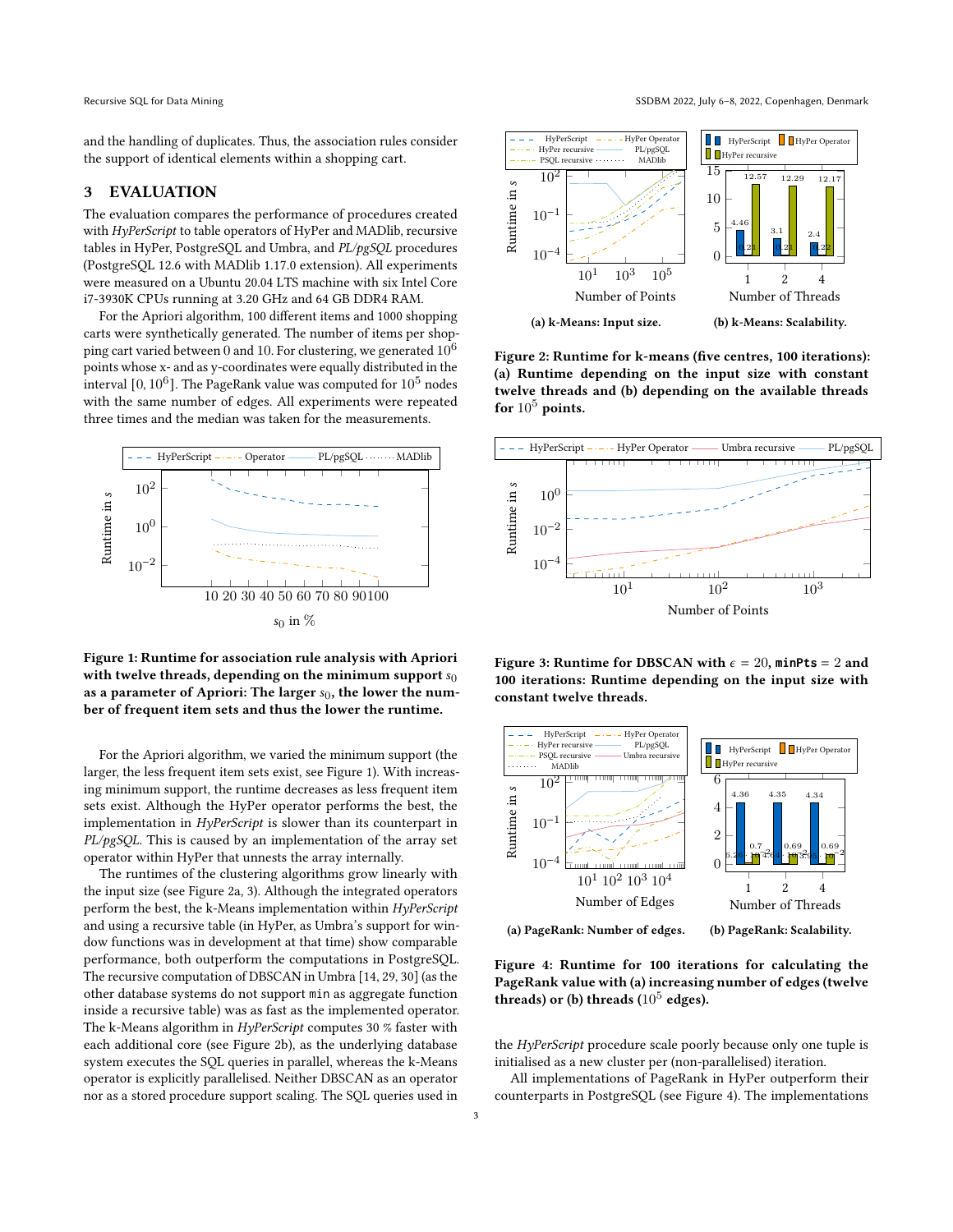and the handling of duplicates. Thus, the association rules consider the support of identical elements within a shopping cart.

## 3 EVALUATION

The evaluation compares the performance of procedures created with *HyPerScript* to table operators of HyPer and MADlib, recursive tables in HyPer, PostgreSQL and Umbra, and *PL/pgSQL* procedures (PostgreSQL 12.6 with MADlib 1.17.0 extension). All experiments were measured on a Ubuntu 20.04 LTS machine with six Intel Core i7-3930K CPUs running at 3.20 GHz and 64 GB DDR4 RAM.

For the Apriori algorithm, 100 different items and 1000 shopping carts were synthetically generated. The number of items per shopping cart varied between 0 and 10. For clustering, we generated $10^6$ points whose x- and as y-coordinates were equally distributed in the interval $[0, 10^6]$. The PageRank value was computed for $10^5$ nodes with the same number of edges. All experiments were repeated three times and the median was taken for the measurements.

**Figure 1: Runtime for association rule analysis with Apriori with twelve threads, depending on the minimum support $s_0$ as a parameter of Apriori: The larger $s_0$, the lower the number of frequent item sets and thus the lower the runtime.**

For the Apriori algorithm, we varied the minimum support (the larger, the less frequent item sets exist, see Figure 1). With increasing minimum support, the runtime decreases as less frequent item sets exist. Although the HyPer operator performs the best, the implementation in *HyPerScript* is slower than its counterpart in *PL/pgSQL*. This is caused by an implementation of the array set operator within HyPer that unnests the array internally.

The runtimes of the clustering algorithms grow linearly with the input size (see Figure 2a, 3). Although the integrated operators perform the best, the k-Means implementation within *HyPerScript* and using a recursive table (in HyPer, as Umbra's support for window functions was in development at that time) show comparable performance, both outperform the computations in PostgreSQL. The recursive computation of DBSCAN in Umbra [14, 29, 30] (as the other database systems do not support `min` as aggregate function inside a recursive table) was as fast as the implemented operator. The k-Means algorithm in *HyPerScript* computes 30 % faster with each additional core (see Figure 2b), as the underlying database system executes the SQL queries in parallel, whereas the k-Means operator is explicitly parallelised. Neither DBSCAN as an operator nor as a stored procedure support scaling. The SQL queries used in the *HyPerScript* procedure scale poorly because only one tuple is initialised as a new cluster per (non-parallelised) iteration.

All implementations of PageRank in HyPer outperform their counterparts in PostgreSQL (see Figure 4). The implementations

(a) k-Means: Input size.

(b) k-Means: Scalability.

**Figure 2: Runtime for k-means (five centres, 100 iterations): (a) Runtime depending on the input size with constant twelve threads and (b) depending on the available threads for $10^5$ points.**

**Figure 3: Runtime for DBSCAN with $\epsilon = 20$, `minPts` = 2 and 100 iterations: Runtime depending on the input size with constant twelve threads.**

(a) PageRank: Number of edges.

(b) PageRank: Scalability.

**Figure 4: Runtime for 100 iterations for calculating the PageRank value with (a) increasing number of edges (twelve threads) or (b) threads ($10^5$ edges).**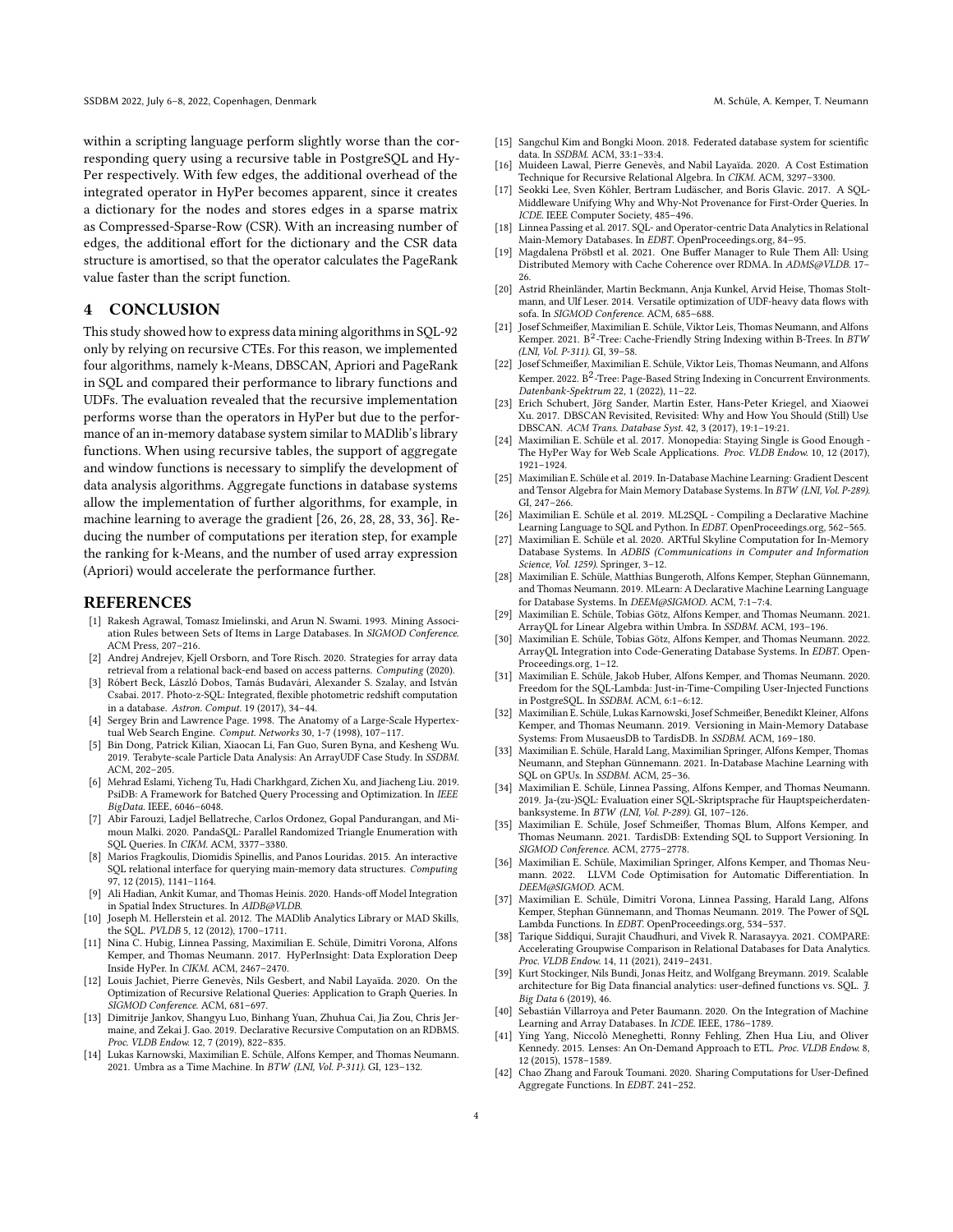within a scripting language perform slightly worse than the corresponding query using a recursive table in PostgreSQL and HyPer respectively. With few edges, the additional overhead of the integrated operator in HyPer becomes apparent, since it creates a dictionary for the nodes and stores edges in a sparse matrix as Compressed-Sparse-Row (CSR). With an increasing number of edges, the additional effort for the dictionary and the CSR data structure is amortised, so that the operator calculates the PageRank value faster than the script function.

## 4 CONCLUSION

This study showed how to express data mining algorithms in SQL-92 only by relying on recursive CTEs. For this reason, we implemented four algorithms, namely k-Means, DBSCAN, Apriori and PageRank in SQL and compared their performance to library functions and UDFs. The evaluation revealed that the recursive implementation performs worse than the operators in HyPer but due to the performance of an in-memory database system similar to MADlib's library functions. When using recursive tables, the support of aggregate and window functions is necessary to simplify the development of data analysis algorithms. Aggregate functions in database systems allow the implementation of further algorithms, for example, in machine learning to average the gradient [26, 26, 28, 28, 33, 36]. Reducing the number of computations per iteration step, for example the ranking for k-Means, and the number of used array expression (Apriori) would accelerate the performance further.

## REFERENCES

- [1] Rakesh Agrawal, Tomasz Imielinski, and Arun N. Swami. 1993. Mining Association Rules between Sets of Items in Large Databases. In *SIGMOD Conference*. ACM Press, 207–216.
- [2] Andrej Andrejev, Kjell Orsborn, and Tore Risch. 2020. Strategies for array data retrieval from a relational back-end based on access patterns. *Computing* (2020).
- [3] Róbert Beck, László Dobos, Tamás Budavári, Alexander S. Szalay, and István Csabai. 2017. Photo-z-SQL: Integrated, flexible photometric redshift computation in a database. *Astron. Comput.* 19 (2017), 34–44.
- [4] Sergey Brin and Lawrence Page. 1998. The Anatomy of a Large-Scale Hypertextual Web Search Engine. *Comput. Networks* 30, 1-7 (1998), 107–117.
- [5] Bin Dong, Patrick Kilian, Xiaocan Li, Fan Guo, Suren Byna, and Kesheng Wu. 2019. Terabyte-scale Particle Data Analysis: An ArrayUDF Case Study. In *SSDBM*. ACM, 202–205.
- [6] Mehrad Eslami, Yicheng Tu, Hadi Charkhgard, Zichen Xu, and Jiacheng Liu. 2019. PsiDB: A Framework for Batched Query Processing and Optimization. In *IEEE BigData*. IEEE, 6046–6048.
- [7] Abir Farouzi, Ladjel Bellatreche, Carlos Ordonez, Gopal Pandurangan, and Mimoun Malki. 2020. PandaSQL: Parallel Randomized Triangle Enumeration with SQL Queries. In *CIKM*. ACM, 3377–3380.
- [8] Marios Fragkoulis, Diomidis Spinellis, and Panos Louridas. 2015. An interactive SQL relational interface for querying main-memory data structures. *Computing* 97, 12 (2015), 1141–1164.
- [9] Ali Hadian, Ankit Kumar, and Thomas Heinis. 2020. Hands-off Model Integration in Spatial Index Structures. In *AIDB@VLDB*.
- [10] Joseph M. Hellerstein et al. 2012. The MADlib Analytics Library or MAD Skills, the SQL. *PVLDB* 5, 12 (2012), 1700–1711.
- [11] Nina C. Hubig, Linnea Passing, Maximilian E. Schüle, Dimitri Vorona, Alfons Kemper, and Thomas Neumann. 2017. HyPerInsight: Data Exploration Deep Inside HyPer. In *CIKM*. ACM, 2467–2470.
- [12] Louis Jachiet, Pierre Genevès, Nils Gesbert, and Nabil Layaïda. 2020. On the Optimization of Recursive Relational Queries: Application to Graph Queries. In *SIGMOD Conference*. ACM, 681–697.
- [13] Dimitrije Jankov, Shangyu Luo, Binhang Yuan, Zhuhua Cai, Jia Zou, Chris Jermaine, and Zekai J. Gao. 2019. Declarative Recursive Computation on an RDBMS. *Proc. VLDB Endow.* 12, 7 (2019), 822–835.
- [14] Lukas Karnowski, Maximilian E. Schüle, Alfons Kemper, and Thomas Neumann. 2021. Umbra as a Time Machine. In *BTW (LNI, Vol. P-311)*. GI, 123–132.
- [15] Sangchul Kim and Bongki Moon. 2018. Federated database system for scientific data. In *SSDBM*. ACM, 33:1–33:4.
- [16] Muideen Lawal, Pierre Genevès, and Nabil Layaïda. 2020. A Cost Estimation Technique for Recursive Relational Algebra. In *CIKM*. ACM, 3297–3300.
- [17] Seokki Lee, Sven Köhler, Bertram Ludäscher, and Boris Glavic. 2017. A SQL-Middleware Unifying Why and Why-Not Provenance for First-Order Queries. In *ICDE*. IEEE Computer Society, 485–496.
- [18] Linnea Passing et al. 2017. SQL- and Operator-centric Data Analytics in Relational Main-Memory Databases. In *EDBT*. OpenProceedings.org, 84–95.
- [19] Magdalena Pröbstl et al. 2021. One Buffer Manager to Rule Them All: Using Distributed Memory with Cache Coherence over RDMA. In *ADMS@VLDB*. 17–26.
- [20] Astrid Rheinländer, Martin Beckmann, Anja Kunkel, Arvid Heise, Thomas Stoltmann, and Ulf Leser. 2014. Versatile optimization of UDF-heavy data flows with sofa. In *SIGMOD Conference*. ACM, 685–688.
- [21] Josef Schmeißer, Maximilian E. Schüle, Viktor Leis, Thomas Neumann, and Alfons Kemper. 2021. $B^2$-Tree: Cache-Friendly String Indexing within B-Trees. In *BTW (LNI, Vol. P-311)*. GI, 39–58.
- [22] Josef Schmeißer, Maximilian E. Schüle, Viktor Leis, Thomas Neumann, and Alfons Kemper. 2022. $B^2$-Tree: Page-Based String Indexing in Concurrent Environments. *Datenbank-Spektrum* 22, 1 (2022), 11–22.
- [23] Erich Schubert, Jörg Sander, Martin Ester, Hans-Peter Kriegel, and Xiaowei Xu. 2017. DBSCAN Revisited, Revisited: Why and How You Should (Still) Use DBSCAN. *ACM Trans. Database Syst.* 42, 3 (2017), 19:1–19:21.
- [24] Maximilian E. Schüle et al. 2017. Monopedia: Staying Single is Good Enough - The HyPer Way for Web Scale Applications. *Proc. VLDB Endow.* 10, 12 (2017), 1921–1924.
- [25] Maximilian E. Schüle et al. 2019. In-Database Machine Learning: Gradient Descent and Tensor Algebra for Main Memory Database Systems. In *BTW (LNI, Vol. P-289)*. GI, 247–266.
- [26] Maximilian E. Schüle et al. 2019. ML2SQL - Compiling a Declarative Machine Learning Language to SQL and Python. In *EDBT*. OpenProceedings.org, 562–565.
- [27] Maximilian E. Schüle et al. 2020. ARTful Skyline Computation for In-Memory Database Systems. In *ADBIS (Communications in Computer and Information Science, Vol. 1259)*. Springer, 3–12.
- [28] Maximilian E. Schüle, Matthias Bungeroth, Alfons Kemper, Stephan Günnemann, and Thomas Neumann. 2019. MLearn: A Declarative Machine Learning Language for Database Systems. In *DEEM@SIGMOD*. ACM, 7:1–7:4.
- [29] Maximilian E. Schüle, Tobias Götz, Alfons Kemper, and Thomas Neumann. 2021. ArrayQL for Linear Algebra within Umbra. In *SSDBM*. ACM, 193–196.
- [30] Maximilian E. Schüle, Tobias Götz, Alfons Kemper, and Thomas Neumann. 2022. ArrayQL Integration into Code-Generating Database Systems. In *EDBT*. OpenProceedings.org, 1–12.
- [31] Maximilian E. Schüle, Jakob Huber, Alfons Kemper, and Thomas Neumann. 2020. Freedom for the SQL-Lambda: Just-in-Time-Compiling User-Injected Functions in PostgreSQL. In *SSDBM*. ACM, 6:1–6:12.
- [32] Maximilian E. Schüle, Lukas Karnowski, Josef Schmeißer, Benedikt Kleiner, Alfons Kemper, and Thomas Neumann. 2019. Versioning in Main-Memory Database Systems: From MusaeusDB to TardisDB. In *SSDBM*. ACM, 169–180.
- [33] Maximilian E. Schüle, Harald Lang, Maximilian Springer, Alfons Kemper, Thomas Neumann, and Stephan Günnemann. 2021. In-Database Machine Learning with SQL on GPUs. In *SSDBM*. ACM, 25–36.
- [34] Maximilian E. Schüle, Linnea Passing, Alfons Kemper, and Thomas Neumann. 2019. Ja-(zu-)SQL: Evaluation einer SQL-Skriptsprache für Hauptspeicherdatenbanksysteme. In *BTW (LNI, Vol. P-289)*. GI, 107–126.
- [35] Maximilian E. Schüle, Josef Schmeißer, Thomas Blum, Alfons Kemper, and Thomas Neumann. 2021. TardisDB: Extending SQL to Support Versioning. In *SIGMOD Conference*. ACM, 2775–2778.
- [36] Maximilian E. Schüle, Maximilian Springer, Alfons Kemper, and Thomas Neumann. 2022. LLVM Code Optimisation for Automatic Differentiation. In *DEEM@SIGMOD*. ACM.
- [37] Maximilian E. Schüle, Dimitri Vorona, Linnea Passing, Harald Lang, Alfons Kemper, Stephan Günnemann, and Thomas Neumann. 2019. The Power of SQL Lambda Functions. In *EDBT*. OpenProceedings.org, 534–537.
- [38] Tarique Siddiqui, Surajit Chaudhuri, and Vivek R. Narasayya. 2021. COMPARE: Accelerating Groupwise Comparison in Relational Databases for Data Analytics. *Proc. VLDB Endow.* 14, 11 (2021), 2419–2431.
- [39] Kurt Stockinger, Nils Bundi, Jonas Heitz, and Wolfgang Breymann. 2019. Scalable architecture for Big Data financial analytics: user-defined functions vs. SQL. *J. Big Data* 6 (2019), 46.
- [40] Sebastián Villarroya and Peter Baumann. 2020. On the Integration of Machine Learning and Array Databases. In *ICDE*. IEEE, 1786–1789.
- [41] Ying Yang, Niccolò Meneghetti, Ronny Fehling, Zhen Hua Liu, and Oliver Kennedy. 2015. Lenses: An On-Demand Approach to ETL. *Proc. VLDB Endow.* 8, 12 (2015), 1578–1589.
- [42] Chao Zhang and Farouk Toumani. 2020. Sharing Computations for User-Defined Aggregate Functions. In *EDBT*. 241–252.